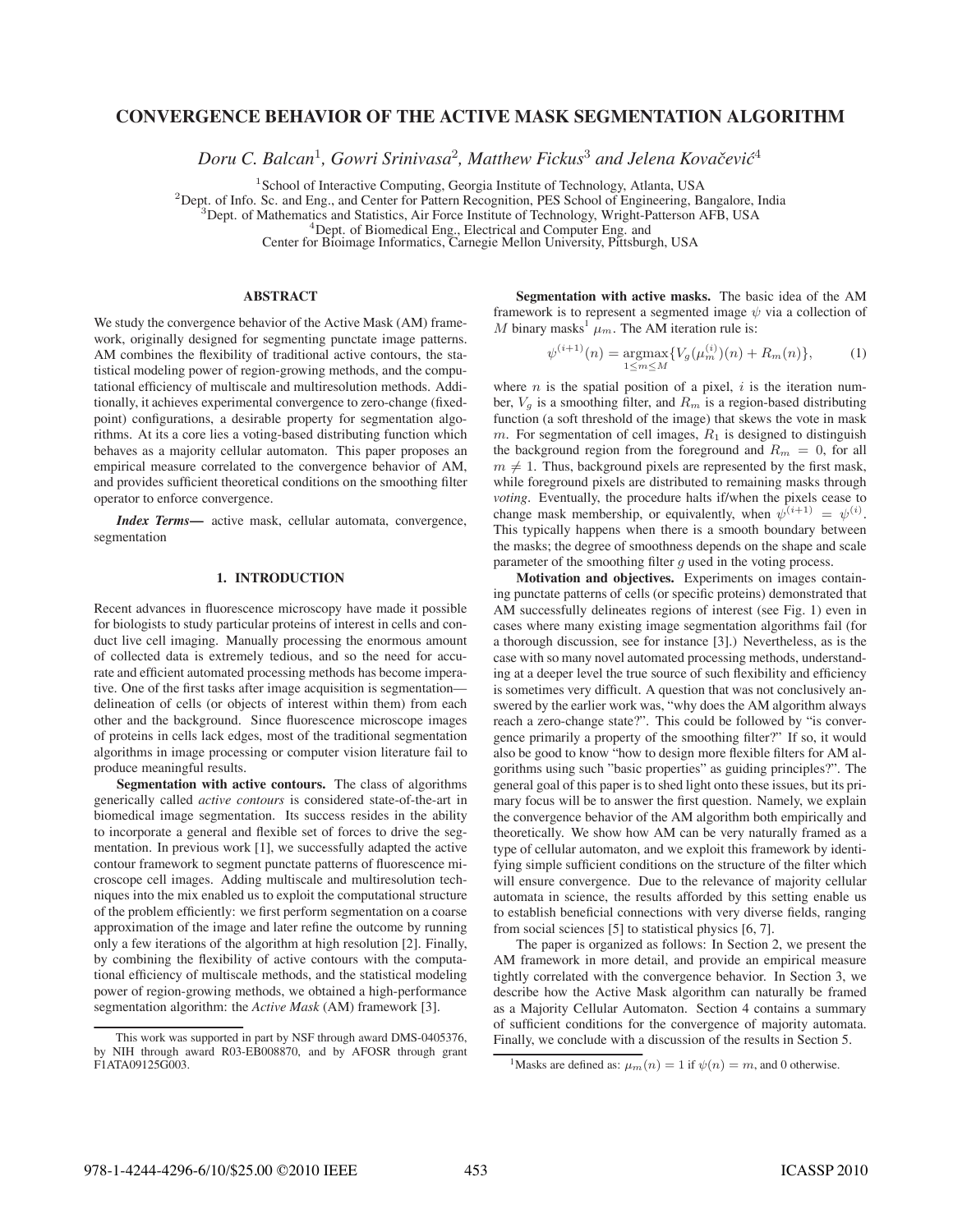# CONVERGENCE BEHAVIOR OF THE ACTIVE MASK SEGMENTATION ALGORITHM

*Doru C. Balcan*[1], *Gowri Srinivasa*[2], *Matthew Fickus*[3] *and Jelena Kovačević*[4]

[1]School of Interactive Computing, Georgia Institute of Technology, Atlanta, USA
[2]Dept. of Info. Sc. and Eng., and Center for Pattern Recognition, PES School of Engineering, Bangalore, India
[3]Dept. of Mathematics and Statistics, Air Force Institute of Technology, Wright-Patterson AFB, USA
[4]Dept. of Biomedical Eng., Electrical and Computer Eng. and
Center for Bioimage Informatics, Carnegie Mellon University, Pittsburgh, USA

## ABSTRACT

We study the convergence behavior of the Active Mask (AM) framework, originally designed for segmenting punctate image patterns. AM combines the flexibility of traditional active contours, the statistical modeling power of region-growing methods, and the computational efficiency of multiscale and multiresolution methods. Additionally, it achieves experimental convergence to zero-change (fixed-point) configurations, a desirable property for segmentation algorithms. At its a core lies a voting-based distributing function which behaves as a majority cellular automaton. This paper proposes an empirical measure correlated to the convergence behavior of AM, and provides sufficient theoretical conditions on the smoothing filter operator to enforce convergence.

***Index Terms*—** active mask, cellular automata, convergence, segmentation

## 1. INTRODUCTION

Recent advances in fluorescence microscopy have made it possible for biologists to study particular proteins of interest in cells and conduct live cell imaging. Manually processing the enormous amount of collected data is extremely tedious, and so the need for accurate and efficient automated processing methods has become imperative. One of the first tasks after image acquisition is segmentation—delineation of cells (or objects of interest within them) from each other and the background. Since fluorescence microscope images of proteins in cells lack edges, most of the traditional segmentation algorithms in image processing or computer vision literature fail to produce meaningful results.

**Segmentation with active contours.** The class of algorithms generically called *active contours* is considered state-of-the-art in biomedical image segmentation. Its success resides in the ability to incorporate a general and flexible set of forces to drive the segmentation. In previous work [1], we successfully adapted the active contour framework to segment punctate patterns of fluorescence microscope cell images. Adding multiscale and multiresolution techniques into the mix enabled us to exploit the computational structure of the problem efficiently: we first perform segmentation on a coarse approximation of the image and later refine the outcome by running only a few iterations of the algorithm at high resolution [2]. Finally, by combining the flexibility of active contours with the computational efficiency of multiscale methods, and the statistical modeling power of region-growing methods, we obtained a high-performance segmentation algorithm: the *Active Mask* (AM) framework [3].

This work was supported in part by NSF through award DMS-0405376, by NIH through award R03-EB008870, and by AFOSR through grant F1ATA09125G003.

**Segmentation with active masks.** The basic idea of the AM framework is to represent a segmented image $\psi$ via a collection of $M$ binary masks[1] $\mu_m$. The AM iteration rule is:

$$\psi^{(i+1)}(n) = \underset{1 \le m \le M}{\operatorname{argmax}} \{V_g(\mu_m^{(i)})(n) + R_m(n)\}, \qquad (1)$$

where $n$ is the spatial position of a pixel, $i$ is the iteration number, $V_g$ is a smoothing filter, and $R_m$ is a region-based distributing function (a soft threshold of the image) that skews the vote in mask $m$. For segmentation of cell images, $R_1$ is designed to distinguish the background region from the foreground and $R_m = 0$, for all $m \neq 1$. Thus, background pixels are represented by the first mask, while foreground pixels are distributed to remaining masks through *voting*. Eventually, the procedure halts if/when the pixels cease to change mask membership, or equivalently, when $\psi^{(i+1)} = \psi^{(i)}$. This typically happens when there is a smooth boundary between the masks; the degree of smoothness depends on the shape and scale parameter of the smoothing filter $g$ used in the voting process.

**Motivation and objectives.** Experiments on images containing punctate patterns of cells (or specific proteins) demonstrated that AM successfully delineates regions of interest (see Fig. 1) even in cases where many existing image segmentation algorithms fail (for a thorough discussion, see for instance [3].) Nevertheless, as is the case with so many novel automated processing methods, understanding at a deeper level the true source of such flexibility and efficiency is sometimes very difficult. A question that was not conclusively answered by the earlier work was, "why does the AM algorithm always reach a zero-change state?". This could be followed by "is convergence primarily a property of the smoothing filter?" If so, it would also be good to know "how to design more flexible filters for AM algorithms using such "basic properties" as guiding principles?". The general goal of this paper is to shed light onto these issues, but its primary focus will be to answer the first question. Namely, we explain the convergence behavior of the AM algorithm both empirically and theoretically. We show how AM can be very naturally framed as a type of cellular automaton, and we exploit this framework by identifying simple sufficient conditions on the structure of the filter which will ensure convergence. Due to the relevance of majority cellular automata in science, the results afforded by this setting enable us to establish beneficial connections with very diverse fields, ranging from social sciences [5] to statistical physics [6, 7].

The paper is organized as follows: In Section 2, we present the AM framework in more detail, and provide an empirical measure tightly correlated with the convergence behavior. In Section 3, we describe how the Active Mask algorithm can naturally be framed as a Majority Cellular Automaton. Section 4 contains a summary of sufficient conditions for the convergence of majority automata. Finally, we conclude with a discussion of the results in Section 5.

[1]Masks are defined as: $\mu_m(n) = 1$ if $\psi(n) = m$, and 0 otherwise.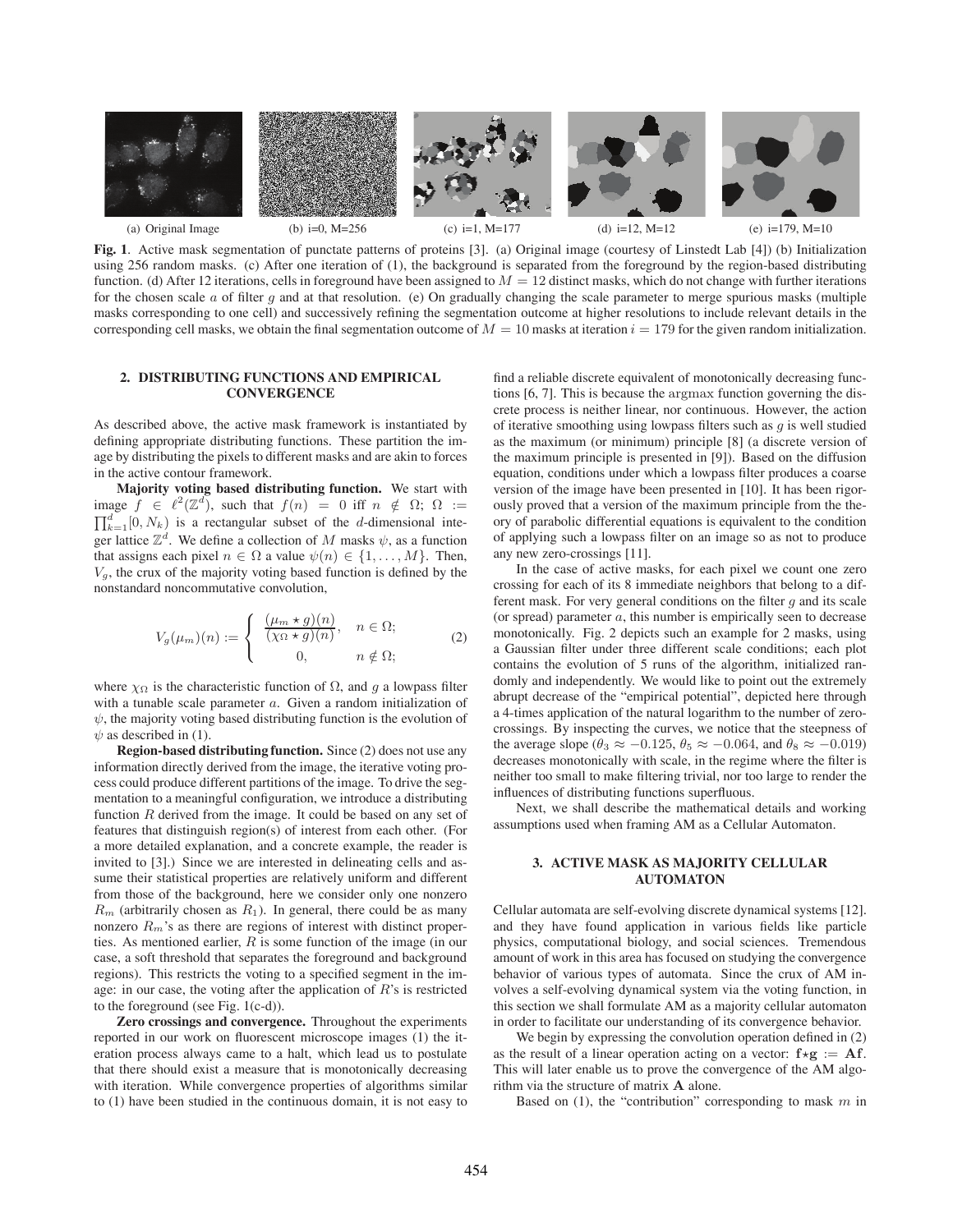(a) Original Image (b) i=0, M=256 (c) i=1, M=177 (d) i=12, M=12 (e) i=179, M=10

**Fig. 1**. Active mask segmentation of punctate patterns of proteins [3]. (a) Original image (courtesy of Linstedt Lab [4]) (b) Initialization using 256 random masks. (c) After one iteration of (1), the background is separated from the foreground by the region-based distributing function. (d) After 12 iterations, cells in foreground have been assigned to $M = 12$ distinct masks, which do not change with further iterations for the chosen scale $a$ of filter $g$ and at that resolution. (e) On gradually changing the scale parameter to merge spurious masks (multiple masks corresponding to one cell) and successively refining the segmentation outcome at higher resolutions to include relevant details in the corresponding cell masks, we obtain the final segmentation outcome of $M = 10$ masks at iteration $i = 179$ for the given random initialization.

## 2. DISTRIBUTING FUNCTIONS AND EMPIRICAL CONVERGENCE

As described above, the active mask framework is instantiated by defining appropriate distributing functions. These partition the image by distributing the pixels to different masks and are akin to forces in the active contour framework.

**Majority voting based distributing function.** We start with image $f \in \ell^2(\mathbb{Z}^d)$, such that $f(n) = 0$ iff $n \notin \Omega$; $\Omega := \prod_{k=1}^{d} [0, N_k)$ is a rectangular subset of the $d$-dimensional integer lattice $\mathbb{Z}^d$. We define a collection of $M$ masks $\psi$, as a function that assigns each pixel $n \in \Omega$ a value $\psi(n) \in \{1, \ldots, M\}$. Then, $V_g$, the crux of the majority voting based function is defined by the nonstandard noncommutative convolution,

$$V_g(\mu_m)(n) := \begin{cases} \frac{(\mu_m \star g)(n)}{(\chi_\Omega \star g)(n)}, & n \in \Omega; \\ 0, & n \notin \Omega; \end{cases} \tag{2}$$

where $\chi_\Omega$ is the characteristic function of $\Omega$, and $g$ a lowpass filter with a tunable scale parameter $a$. Given a random initialization of $\psi$, the majority voting based distributing function is the evolution of $\psi$ as described in (1).

**Region-based distributing function.** Since (2) does not use any information directly derived from the image, the iterative voting process could produce different partitions of the image. To drive the segmentation to a meaningful configuration, we introduce a distributing function $R$ derived from the image. It could be based on any set of features that distinguish region(s) of interest from each other. (For a more detailed explanation, and a concrete example, the reader is invited to [3].) Since we are interested in delineating cells and assume their statistical properties are relatively uniform and different from those of the background, here we consider only one nonzero $R_m$ (arbitrarily chosen as $R_1$). In general, there could be as many nonzero $R_m$'s as there are regions of interest with distinct properties. As mentioned earlier, $R$ is some function of the image (in our case, a soft threshold that separates the foreground and background regions). This restricts the voting to a specified segment in the image: in our case, the voting after the application of $R$'s is restricted to the foreground (see Fig. 1(c-d)).

**Zero crossings and convergence.** Throughout the experiments reported in our work on fluorescent microscope images (1) the iteration process always came to a halt, which lead us to postulate that there should exist a measure that is monotonically decreasing with iteration. While convergence properties of algorithms similar to (1) have been studied in the continuous domain, it is not easy to find a reliable discrete equivalent of monotonically decreasing functions [6, 7]. This is because the argmax function governing the discrete process is neither linear, nor continuous. However, the action of iterative smoothing using lowpass filters such as $g$ is well studied as the maximum (or minimum) principle [8] (a discrete version of the maximum principle is presented in [9]). Based on the diffusion equation, conditions under which a lowpass filter produces a coarse version of the image have been presented in [10]. It has been rigorously proved that a version of the maximum principle from the theory of parabolic differential equations is equivalent to the condition of applying such a lowpass filter on an image so as not to produce any new zero-crossings [11].

In the case of active masks, for each pixel we count one zero crossing for each of its 8 immediate neighbors that belong to a different mask. For very general conditions on the filter $g$ and its scale (or spread) parameter $a$, this number is empirically seen to decrease monotonically. Fig. 2 depicts such an example for 2 masks, using a Gaussian filter under three different scale conditions; each plot contains the evolution of 5 runs of the algorithm, initialized randomly and independently. We would like to point out the extremely abrupt decrease of the "empirical potential", depicted here through a 4-times application of the natural logarithm to the number of zero-crossings. By inspecting the curves, we notice that the steepness of the average slope ($\theta_3 \approx -0.125$, $\theta_5 \approx -0.064$, and $\theta_8 \approx -0.019$) decreases monotonically with scale, in the regime where the filter is neither too small to make filtering trivial, nor too large to render the influences of distributing functions superfluous.

Next, we shall describe the mathematical details and working assumptions used when framing AM as a Cellular Automaton.

## 3. ACTIVE MASK AS MAJORITY CELLULAR AUTOMATON

Cellular automata are self-evolving discrete dynamical systems [12]. and they have found application in various fields like particle physics, computational biology, and social sciences. Tremendous amount of work in this area has focused on studying the convergence behavior of various types of automata. Since the crux of AM involves a self-evolving dynamical system via the voting function, in this section we shall formulate AM as a majority cellular automaton in order to facilitate our understanding of its convergence behavior.

We begin by expressing the convolution operation defined in (2) as the result of a linear operation acting on a vector: $\mathbf{f} \star \mathbf{g} := \mathbf{A}\mathbf{f}$. This will later enable us to prove the convergence of the AM algorithm via the structure of matrix $\mathbf{A}$ alone.

Based on (1), the "contribution" corresponding to mask $m$ in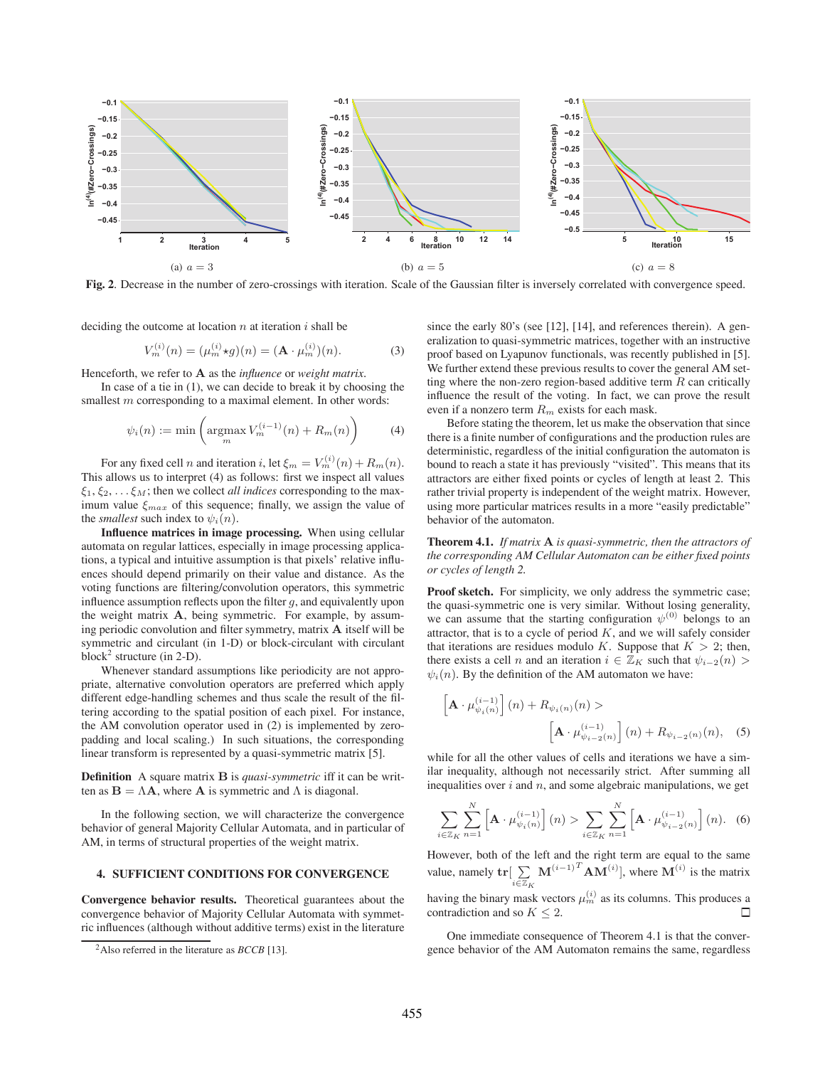(a) $a = 3$

(b) $a = 5$

(c) $a = 8$

**Fig. 2**. Decrease in the number of zero-crossings with iteration. Scale of the Gaussian filter is inversely correlated with convergence speed.

deciding the outcome at location $n$ at iteration $i$ shall be

$$V_m^{(i)}(n) = (\mu_m^{(i)} \star g)(n) = (\mathbf{A} \cdot \mu_m^{(i)})(n). \quad (3)$$

Henceforth, we refer to $\mathbf{A}$ as the *influence* or *weight matrix*.

In case of a tie in (1), we can decide to break it by choosing the smallest $m$ corresponding to a maximal element. In other words:

$$\psi_i(n) := \min\left(\operatorname*{argmax}_m V_m^{(i-1)}(n) + R_m(n)\right) \quad (4)$$

For any fixed cell $n$ and iteration $i$, let $\xi_m = V_m^{(i)}(n) + R_m(n)$. This allows us to interpret (4) as follows: first we inspect all values $\xi_1, \xi_2, \ldots \xi_M$; then we collect *all indices* corresponding to the maximum value $\xi_{max}$ of this sequence; finally, we assign the value of the *smallest* such index to $\psi_i(n)$.

**Influence matrices in image processing.** When using cellular automata on regular lattices, especially in image processing applications, a typical and intuitive assumption is that pixels' relative influences should depend primarily on their value and distance. As the voting functions are filtering/convolution operators, this symmetric influence assumption reflects upon the filter $g$, and equivalently upon the weight matrix $\mathbf{A}$, being symmetric. For example, by assuming periodic convolution and filter symmetry, matrix $\mathbf{A}$ itself will be symmetric and circulant (in 1-D) or block-circulant with circulant block[2] structure (in 2-D).

Whenever standard assumptions like periodicity are not appropriate, alternative convolution operators are preferred which apply different edge-handling schemes and thus scale the result of the filtering according to the spatial position of each pixel. For instance, the AM convolution operator used in (2) is implemented by zero-padding and local scaling.) In such situations, the corresponding linear transform is represented by a quasi-symmetric matrix [5].

**Definition** A square matrix $\mathbf{B}$ is *quasi-symmetric* iff it can be written as $\mathbf{B} = \Lambda\mathbf{A}$, where $\mathbf{A}$ is symmetric and $\Lambda$ is diagonal.

In the following section, we will characterize the convergence behavior of general Majority Cellular Automata, and in particular of AM, in terms of structural properties of the weight matrix.

## 4. SUFFICIENT CONDITIONS FOR CONVERGENCE

**Convergence behavior results.** Theoretical guarantees about the convergence behavior of Majority Cellular Automata with symmetric influences (although without additive terms) exist in the literature since the early 80's (see [12], [14], and references therein). A generalization to quasi-symmetric matrices, together with an instructive proof based on Lyapunov functionals, was recently published in [5]. We further extend these previous results to cover the general AM setting where the non-zero region-based additive term $R$ can critically influence the result of the voting. In fact, we can prove the result even if a nonzero term $R_m$ exists for each mask.

Before stating the theorem, let us make the observation that since there is a finite number of configurations and the production rules are deterministic, regardless of the initial configuration the automaton is bound to reach a state it has previously "visited". This means that its attractors are either fixed points or cycles of length at least 2. This rather trivial property is independent of the weight matrix. However, using more particular matrices results in a more "easily predictable" behavior of the automaton.

**Theorem 4.1.** *If matrix $\mathbf{A}$ is quasi-symmetric, then the attractors of the corresponding AM Cellular Automaton can be either fixed points or cycles of length 2.*

**Proof sketch.** For simplicity, we only address the symmetric case; the quasi-symmetric one is very similar. Without losing generality, we can assume that the starting configuration $\psi^{(0)}$ belongs to an attractor, that is to a cycle of period $K$, and we will safely consider that iterations are residues modulo $K$. Suppose that $K > 2$; then, there exists a cell $n$ and an iteration $i \in \mathbb{Z}_K$ such that $\psi_{i-2}(n) > \psi_i(n)$. By the definition of the AM automaton we have:

$$\left[\mathbf{A} \cdot \mu_{\psi_i(n)}^{(i-1)}\right](n) + R_{\psi_i(n)}(n) > \left[\mathbf{A} \cdot \mu_{\psi_{i-2}(n)}^{(i-1)}\right](n) + R_{\psi_{i-2}(n)}(n), \quad (5)$$

while for all the other values of cells and iterations we have a similar inequality, although not necessarily strict. After summing all inequalities over $i$ and $n$, and some algebraic manipulations, we get

$$\sum_{i \in \mathbb{Z}_K} \sum_{n=1}^{N} \left[\mathbf{A} \cdot \mu_{\psi_i(n)}^{(i-1)}\right](n) > \sum_{i \in \mathbb{Z}_K} \sum_{n=1}^{N} \left[\mathbf{A} \cdot \mu_{\psi_{i-2}(n)}^{(i-1)}\right](n). \quad (6)$$

However, both of the left and the right term are equal to the same value, namely $\mathbf{tr}[\sum_{i \in \mathbb{Z}_K} \mathbf{M}^{(i-1)^T} \mathbf{A} \mathbf{M}^{(i)}]$, where $\mathbf{M}^{(i)}$ is the matrix having the binary mask vectors $\mu_m^{(i)}$ as its columns. This produces a contradiction and so $K \leq 2$. □

One immediate consequence of Theorem 4.1 is that the convergence behavior of the AM Automaton remains the same, regardless

[2] Also referred in the literature as *BCCB* [13].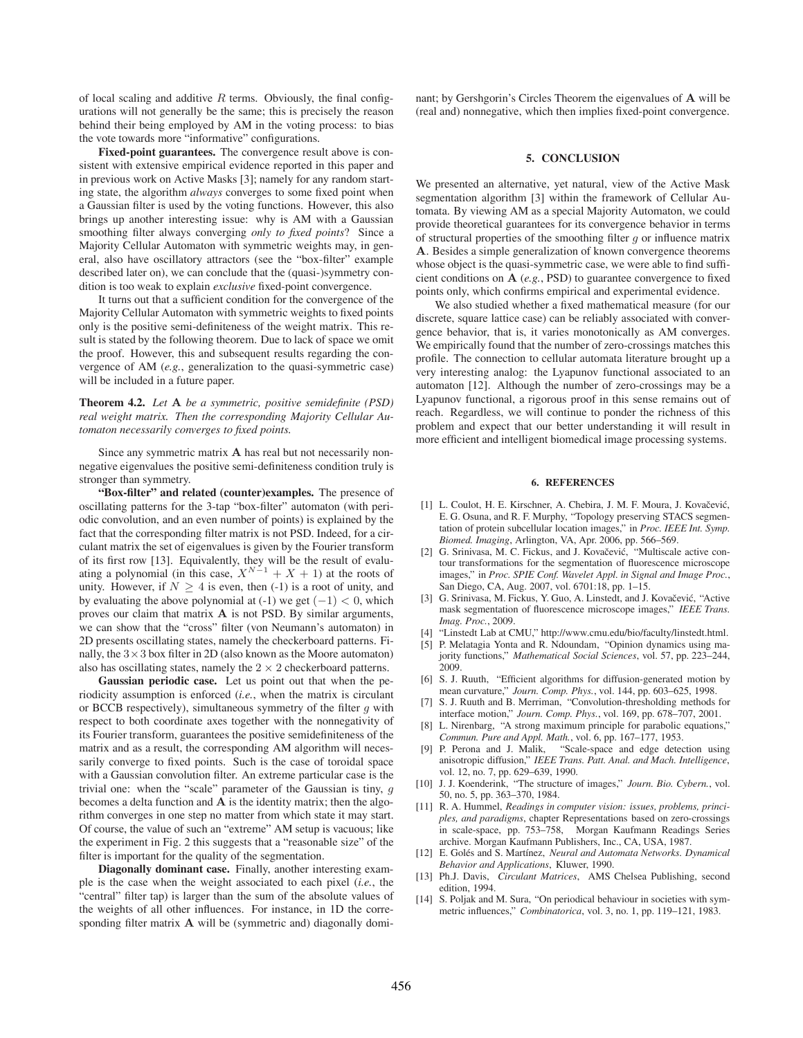of local scaling and additive $R$ terms. Obviously, the final configurations will not generally be the same; this is precisely the reason behind their being employed by AM in the voting process: to bias the vote towards more "informative" configurations.

**Fixed-point guarantees.** The convergence result above is consistent with extensive empirical evidence reported in this paper and in previous work on Active Masks [3]; namely for any random starting state, the algorithm *always* converges to some fixed point when a Gaussian filter is used by the voting functions. However, this also brings up another interesting issue: why is AM with a Gaussian smoothing filter always converging *only to fixed points*? Since a Majority Cellular Automaton with symmetric weights may, in general, also have oscillatory attractors (see the "box-filter" example described later on), we can conclude that the (quasi-)symmetry condition is too weak to explain *exclusive* fixed-point convergence.

It turns out that a sufficient condition for the convergence of the Majority Cellular Automaton with symmetric weights to fixed points only is the positive semi-definiteness of the weight matrix. This result is stated by the following theorem. Due to lack of space we omit the proof. However, this and subsequent results regarding the convergence of AM (*e.g.*, generalization to the quasi-symmetric case) will be included in a future paper.

**Theorem 4.2.** *Let* $\mathbf{A}$ *be a symmetric, positive semidefinite (PSD) real weight matrix. Then the corresponding Majority Cellular Automaton necessarily converges to fixed points.*

Since any symmetric matrix $\mathbf{A}$ has real but not necessarily nonnegative eigenvalues the positive semi-definiteness condition truly is stronger than symmetry.

**"Box-filter" and related (counter)examples.** The presence of oscillating patterns for the 3-tap "box-filter" automaton (with periodic convolution, and an even number of points) is explained by the fact that the corresponding filter matrix is not PSD. Indeed, for a circulant matrix the set of eigenvalues is given by the Fourier transform of its first row [13]. Equivalently, they will be the result of evaluating a polynomial (in this case, $X^{N-1} + X + 1$) at the roots of unity. However, if $N \geq 4$ is even, then (-1) is a root of unity, and by evaluating the above polynomial at (-1) we get $(-1) < 0$, which proves our claim that matrix $\mathbf{A}$ is not PSD. By similar arguments, we can show that the "cross" filter (von Neumann's automaton) in 2D presents oscillating states, namely the checkerboard patterns. Finally, the $3 \times 3$ box filter in 2D (also known as the Moore automaton) also has oscillating states, namely the $2 \times 2$ checkerboard patterns.

**Gaussian periodic case.** Let us point out that when the periodicity assumption is enforced (*i.e.*, when the matrix is circulant or BCCB respectively), simultaneous symmetry of the filter $g$ with respect to both coordinate axes together with the nonnegativity of its Fourier transform, guarantees the positive semidefiniteness of the matrix and as a result, the corresponding AM algorithm will necessarily converge to fixed points. Such is the case of toroidal space with a Gaussian convolution filter. An extreme particular case is the trivial one: when the "scale" parameter of the Gaussian is tiny, $g$ becomes a delta function and $\mathbf{A}$ is the identity matrix; then the algorithm converges in one step no matter from which state it may start. Of course, the value of such an "extreme" AM setup is vacuous; like the experiment in Fig. 2 this suggests that a "reasonable size" of the filter is important for the quality of the segmentation.

**Diagonally dominant case.** Finally, another interesting example is the case when the weight associated to each pixel (*i.e.*, the "central" filter tap) is larger than the sum of the absolute values of the weights of all other influences. For instance, in 1D the corresponding filter matrix $\mathbf{A}$ will be (symmetric and) diagonally dominant; by Gershgorin's Circles Theorem the eigenvalues of $\mathbf{A}$ will be (real and) nonnegative, which then implies fixed-point convergence.

## 5. CONCLUSION

We presented an alternative, yet natural, view of the Active Mask segmentation algorithm [3] within the framework of Cellular Automata. By viewing AM as a special Majority Automaton, we could provide theoretical guarantees for its convergence behavior in terms of structural properties of the smoothing filter $g$ or influence matrix $\mathbf{A}$. Besides a simple generalization of known convergence theorems whose object is the quasi-symmetric case, we were able to find sufficient conditions on $\mathbf{A}$ (*e.g.*, PSD) to guarantee convergence to fixed points only, which confirms empirical and experimental evidence.

We also studied whether a fixed mathematical measure (for our discrete, square lattice case) can be reliably associated with convergence behavior, that is, it varies monotonically as AM converges. We empirically found that the number of zero-crossings matches this profile. The connection to cellular automata literature brought up a very interesting analog: the Lyapunov functional associated to an automaton [12]. Although the number of zero-crossings may be a Lyapunov functional, a rigorous proof in this sense remains out of reach. Regardless, we will continue to ponder the richness of this problem and expect that our better understanding it will result in more efficient and intelligent biomedical image processing systems.

## 6. REFERENCES

[1] L. Coulot, H. E. Kirschner, A. Chebira, J. M. F. Moura, J. Kovačević, E. G. Osuna, and R. F. Murphy, "Topology preserving STACS segmentation of protein subcellular location images," in *Proc. IEEE Int. Symp. Biomed. Imaging*, Arlington, VA, Apr. 2006, pp. 566–569.

[2] G. Srinivasa, M. C. Fickus, and J. Kovačević, "Multiscale active contour transformations for the segmentation of fluorescence microscope images," in *Proc. SPIE Conf. Wavelet Appl. in Signal and Image Proc.*, San Diego, CA, Aug. 2007, vol. 6701:18, pp. 1–15.

[3] G. Srinivasa, M. Fickus, Y. Guo, A. Linstedt, and J. Kovačević, "Active mask segmentation of fluorescence microscope images," *IEEE Trans. Imag. Proc.*, 2009.

[4] "Linstedt Lab at CMU," http://www.cmu.edu/bio/faculty/linstedt.html.

[5] P. Melatagia Yonta and R. Ndoundam, "Opinion dynamics using majority functions," *Mathematical Social Sciences*, vol. 57, pp. 223–244, 2009.

[6] S. J. Ruuth, "Efficient algorithms for diffusion-generated motion by mean curvature," *Journ. Comp. Phys.*, vol. 144, pp. 603–625, 1998.

[7] S. J. Ruuth and B. Merriman, "Convolution-thresholding methods for interface motion," *Journ. Comp. Phys.*, vol. 169, pp. 678–707, 2001.

[8] L. Nirenbarg, "A strong maximum principle for parabolic equations," *Commun. Pure and Appl. Math.*, vol. 6, pp. 167–177, 1953.

[9] P. Perona and J. Malik, "Scale-space and edge detection using anisotropic diffusion," *IEEE Trans. Patt. Anal. and Mach. Intelligence*, vol. 12, no. 7, pp. 629–639, 1990.

[10] J. J. Koenderink, "The structure of images," *Journ. Bio. Cybern.*, vol. 50, no. 5, pp. 363–370, 1984.

[11] R. A. Hummel, *Readings in computer vision: issues, problems, principles, and paradigms*, chapter Representations based on zero-crossings in scale-space, pp. 753–758, Morgan Kaufmann Readings Series archive. Morgan Kaufmann Publishers, Inc., CA, USA, 1987.

[12] E. Golés and S. Martínez, *Neural and Automata Networks. Dynamical Behavior and Applications*, Kluwer, 1990.

[13] Ph.J. Davis, *Circulant Matrices*, AMS Chelsea Publishing, second edition, 1994.

[14] S. Poljak and M. Sura, "On periodical behaviour in societies with symmetric influences," *Combinatorica*, vol. 3, no. 1, pp. 119–121, 1983.